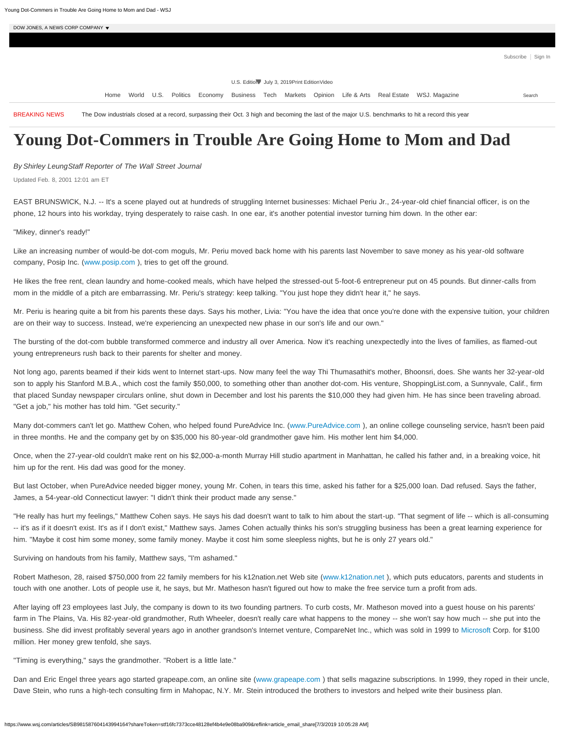# Young Dot-Commers in Trouble Are Going Home to Mom and Dad

*By Shirley Leung Staff Reporter of The Wall Street Journal*

Updated Feb. 8, 2001 12:01 am ET

EAST BRUNSWICK, N.J. -- It's a scene played out at hundreds of struggling Internet businesses: Michael Periu Jr., 24-year-old chief financial officer, is on the phone, 12 hours into his workday, trying desperately to raise cash. In one ear, it's another potential investor turning him down. In the other ear:

"Mikey, dinner's ready!"

Like an increasing number of would-be dot-com moguls, Mr. Periu moved back home with his parents last November to save money as his year-old software company, Posip Inc. (www.posip.com ), tries to get off the ground.

He likes the free rent, clean laundry and home-cooked meals, which have helped the stressed-out 5-foot-6 entrepreneur put on 45 pounds. But dinner-calls from mom in the middle of a pitch are embarrassing. Mr. Periu's strategy: keep talking. "You just hope they didn't hear it," he says.

Mr. Periu is hearing quite a bit from his parents these days. Says his mother, Livia: "You have the idea that once you're done with the expensive tuition, your children are on their way to success. Instead, we're experiencing an unexpected new phase in our son's life and our own."

The bursting of the dot-com bubble transformed commerce and industry all over America. Now it's reaching unexpectedly into the lives of families, as flamed-out young entrepreneurs rush back to their parents for shelter and money.

Not long ago, parents beamed if their kids went to Internet start-ups. Now many feel the way Thi Thumasathit's mother, Bhoonsri, does. She wants her 32-year-old son to apply his Stanford M.B.A., which cost the family $50,000, to something other than another dot-com. His venture, ShoppingList.com, a Sunnyvale, Calif., firm that placed Sunday newspaper circulars online, shut down in December and lost his parents the $10,000 they had given him. He has since been traveling abroad. "Get a job," his mother has told him. "Get security."

Many dot-commers can't let go. Matthew Cohen, who helped found PureAdvice Inc. (www.PureAdvice.com ), an online college counseling service, hasn't been paid in three months. He and the company get by on $35,000 his 80-year-old grandmother gave him. His mother lent him $4,000.

Once, when the 27-year-old couldn't make rent on his $2,000-a-month Murray Hill studio apartment in Manhattan, he called his father and, in a breaking voice, hit him up for the rent. His dad was good for the money.

But last October, when PureAdvice needed bigger money, young Mr. Cohen, in tears this time, asked his father for a $25,000 loan. Dad refused. Says the father, James, a 54-year-old Connecticut lawyer: "I didn't think their product made any sense."

"He really has hurt my feelings," Matthew Cohen says. He says his dad doesn't want to talk to him about the start-up. "That segment of life -- which is all-consuming -- it's as if it doesn't exist. It's as if I don't exist," Matthew says. James Cohen actually thinks his son's struggling business has been a great learning experience for him. "Maybe it cost him some money, some family money. Maybe it cost him some sleepless nights, but he is only 27 years old."

Surviving on handouts from his family, Matthew says, "I'm ashamed."

Robert Matheson, 28, raised $750,000 from 22 family members for his k12nation.net Web site (www.k12nation.net ), which puts educators, parents and students in touch with one another. Lots of people use it, he says, but Mr. Matheson hasn't figured out how to make the free service turn a profit from ads.

After laying off 23 employees last July, the company is down to its two founding partners. To curb costs, Mr. Matheson moved into a guest house on his parents' farm in The Plains, Va. His 82-year-old grandmother, Ruth Wheeler, doesn't really care what happens to the money -- she won't say how much -- she put into the business. She did invest profitably several years ago in another grandson's Internet venture, CompareNet Inc., which was sold in 1999 to Microsoft Corp. for $100 million. Her money grew tenfold, she says.

"Timing is everything," says the grandmother. "Robert is a little late."

Dan and Eric Engel three years ago started grapeape.com, an online site (www.grapeape.com ) that sells magazine subscriptions. In 1999, they roped in their uncle, Dave Stein, who runs a high-tech consulting firm in Mahopac, N.Y. Mr. Stein introduced the brothers to investors and helped write their business plan.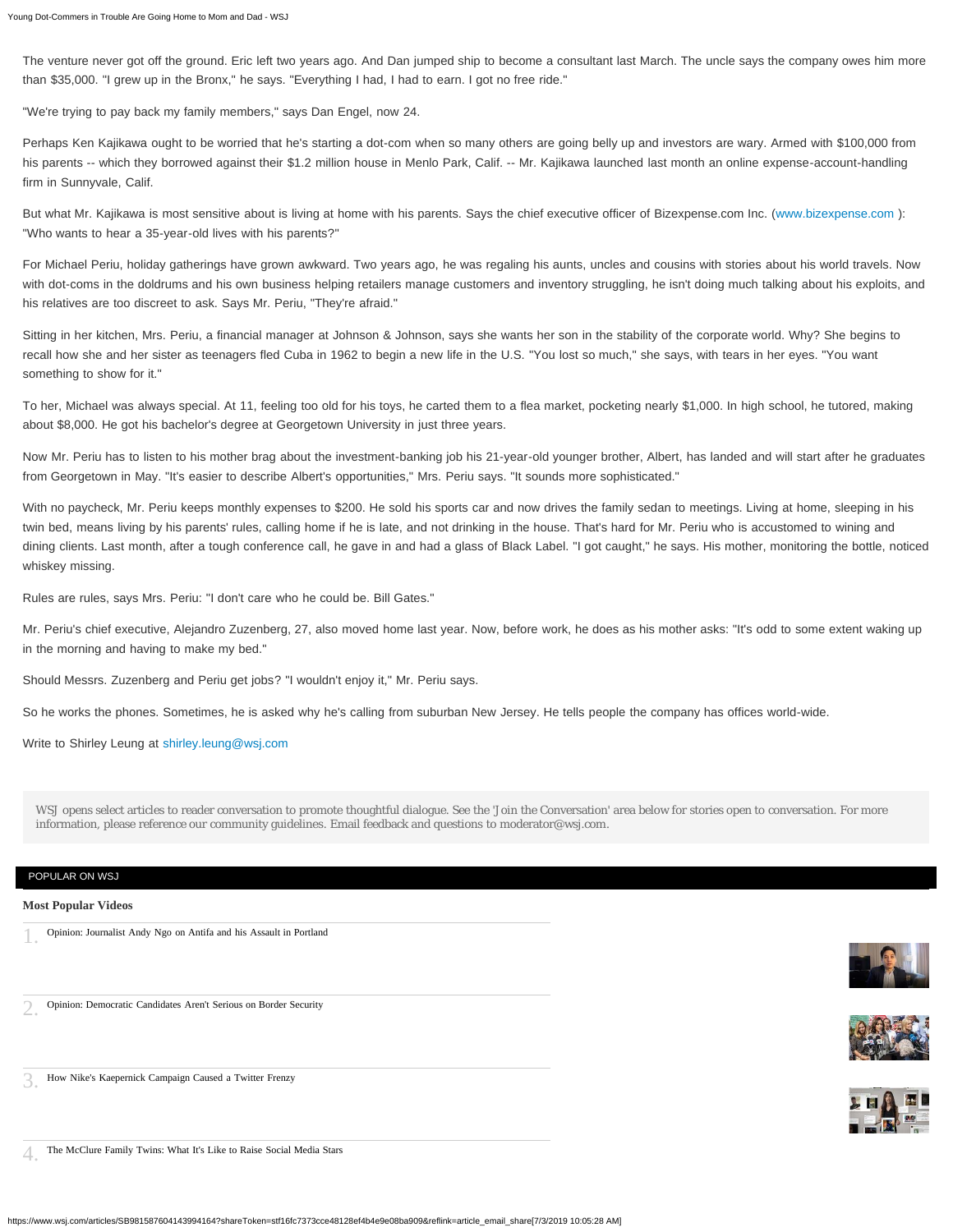The venture never got off the ground. Eric left two years ago. And Dan jumped ship to become a consultant last March. The uncle says the company owes him more than $35,000. "I grew up in the Bronx," he says. "Everything I had, I had to earn. I got no free ride."

"We're trying to pay back my family members," says Dan Engel, now 24.

Perhaps Ken Kajikawa ought to be worried that he's starting a dot-com when so many others are going belly up and investors are wary. Armed with $100,000 from his parents -- which they borrowed against their $1.2 million house in Menlo Park, Calif. -- Mr. Kajikawa launched last month an online expense-account-handling firm in Sunnyvale, Calif.

But what Mr. Kajikawa is most sensitive about is living at home with his parents. Says the chief executive officer of Bizexpense.com Inc. (www.bizexpense.com ): "Who wants to hear a 35-year-old lives with his parents?"

For Michael Periu, holiday gatherings have grown awkward. Two years ago, he was regaling his aunts, uncles and cousins with stories about his world travels. Now with dot-coms in the doldrums and his own business helping retailers manage customers and inventory struggling, he isn't doing much talking about his exploits, and his relatives are too discreet to ask. Says Mr. Periu, "They're afraid."

Sitting in her kitchen, Mrs. Periu, a financial manager at Johnson & Johnson, says she wants her son in the stability of the corporate world. Why? She begins to recall how she and her sister as teenagers fled Cuba in 1962 to begin a new life in the U.S. "You lost so much," she says, with tears in her eyes. "You want something to show for it."

To her, Michael was always special. At 11, feeling too old for his toys, he carted them to a flea market, pocketing nearly $1,000. In high school, he tutored, making about $8,000. He got his bachelor's degree at Georgetown University in just three years.

Now Mr. Periu has to listen to his mother brag about the investment-banking job his 21-year-old younger brother, Albert, has landed and will start after he graduates from Georgetown in May. "It's easier to describe Albert's opportunities," Mrs. Periu says. "It sounds more sophisticated."

With no paycheck, Mr. Periu keeps monthly expenses to $200. He sold his sports car and now drives the family sedan to meetings. Living at home, sleeping in his twin bed, means living by his parents' rules, calling home if he is late, and not drinking in the house. That's hard for Mr. Periu who is accustomed to wining and dining clients. Last month, after a tough conference call, he gave in and had a glass of Black Label. "I got caught," he says. His mother, monitoring the bottle, noticed whiskey missing.

Rules are rules, says Mrs. Periu: "I don't care who he could be. Bill Gates."

Mr. Periu's chief executive, Alejandro Zuzenberg, 27, also moved home last year. Now, before work, he does as his mother asks: "It's odd to some extent waking up in the morning and having to make my bed."

Should Messrs. Zuzenberg and Periu get jobs? "I wouldn't enjoy it," Mr. Periu says.

So he works the phones. Sometimes, he is asked why he's calling from suburban New Jersey. He tells people the company has offices world-wide.

Write to Shirley Leung at shirley.leung@wsj.com

WSJ opens select articles to reader conversation to promote thoughtful dialogue. See the 'Join the Conversation' area below for stories open to conversation. For more information, please reference our community guidelines. Email feedback and questions to moderator@wsj.com.

POPULAR ON WSJ

**Most Popular Videos**

1. Opinion: Journalist Andy Ngo on Antifa and his Assault in Portland
2. Opinion: Democratic Candidates Aren't Serious on Border Security
3. How Nike's Kaepernick Campaign Caused a Twitter Frenzy
4. The McClure Family Twins: What It's Like to Raise Social Media Stars